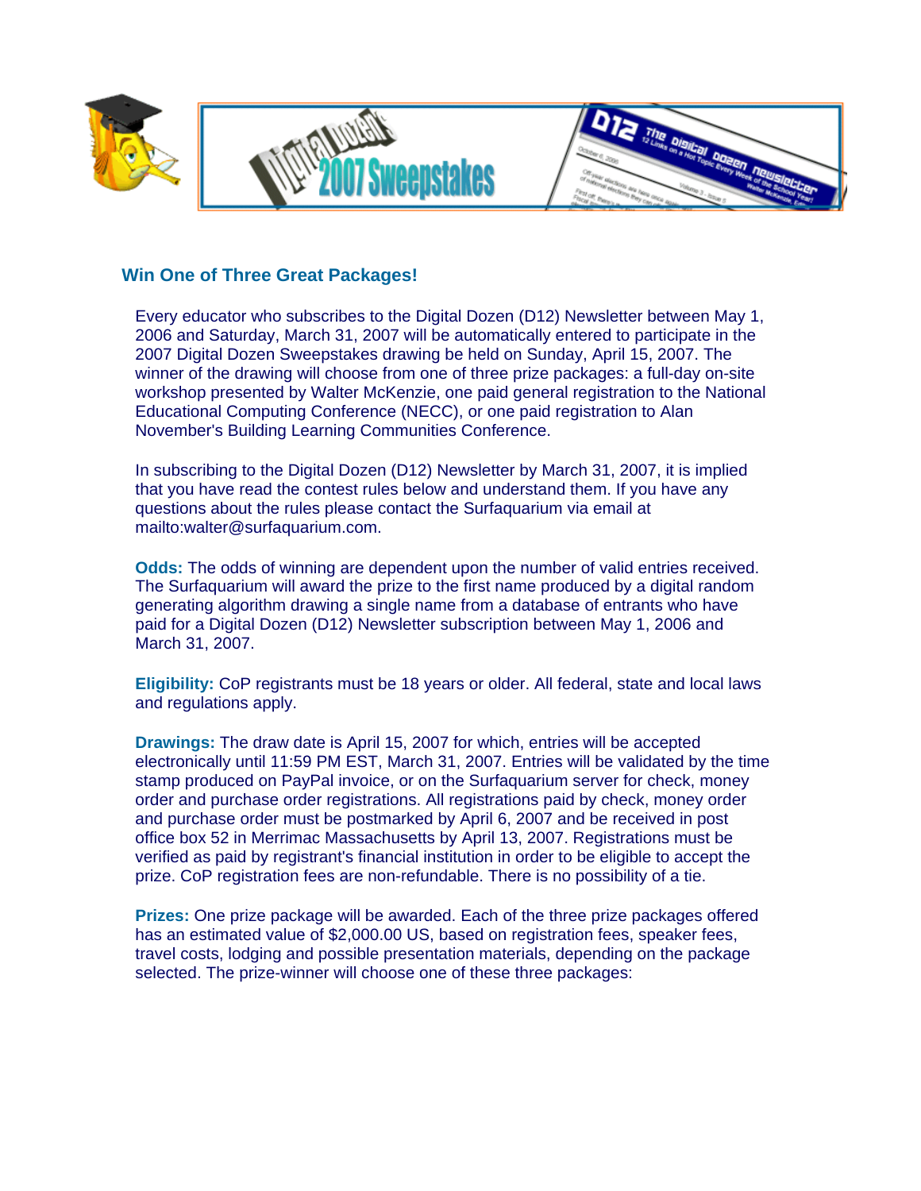## Win One of Three Great Packages!

Every educator who subscribes to the Digital Dozen (D12) Newsletter between May 1, 2006 and Saturday, March 31, 2007 will be automatically entered to participate in the 2007 Digital Dozen Sweepstakes drawing be held on Sunday, April 15, 2007. The winner of the drawing will choose from one of three prize packages: a full-day on-site workshop presented by Walter McKenzie, one paid general registration to the National Educational Computing Conference (NECC), or one paid registration to Alan November's Building Learning Communities Conference.

In subscribing to the Digital Dozen (D12) Newsletter by March 31, 2007, it is implied that you have read the contest rules below and understand them. If you have any questions about the rules please contact the Surfaquarium via email at mailto:walter@surfaquarium.com.

**Odds:** The odds of winning are dependent upon the number of valid entries received. The Surfaquarium will award the prize to the first name produced by a digital random generating algorithm drawing a single name from a database of entrants who have paid for a Digital Dozen (D12) Newsletter subscription between May 1, 2006 and March 31, 2007.

**Eligibility:** CoP registrants must be 18 years or older. All federal, state and local laws and regulations apply.

**Drawings:** The draw date is April 15, 2007 for which, entries will be accepted electronically until 11:59 PM EST, March 31, 2007. Entries will be validated by the time stamp produced on PayPal invoice, or on the Surfaquarium server for check, money order and purchase order registrations. All registrations paid by check, money order and purchase order must be postmarked by April 6, 2007 and be received in post office box 52 in Merrimac Massachusetts by April 13, 2007. Registrations must be verified as paid by registrant's financial institution in order to be eligible to accept the prize. CoP registration fees are non-refundable. There is no possibility of a tie.

**Prizes:** One prize package will be awarded. Each of the three prize packages offered has an estimated value of $2,000.00 US, based on registration fees, speaker fees, travel costs, lodging and possible presentation materials, depending on the package selected. The prize-winner will choose one of these three packages: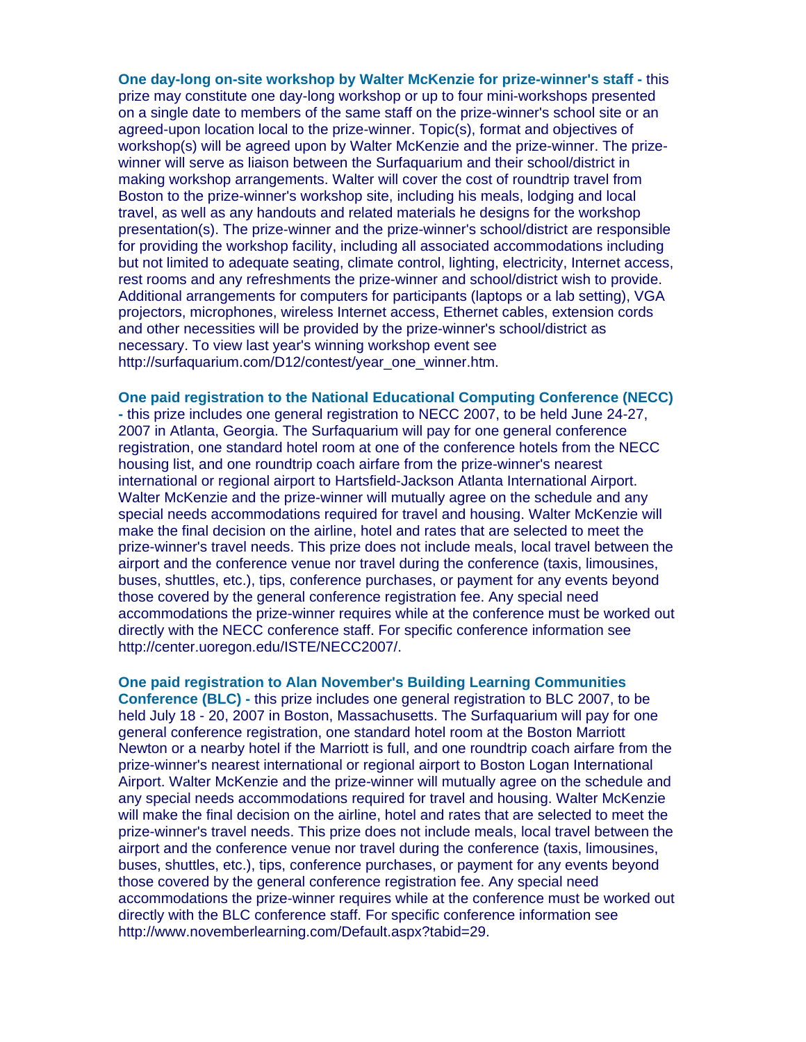**One day-long on-site workshop by Walter McKenzie for prize-winner's staff -** this prize may constitute one day-long workshop or up to four mini-workshops presented on a single date to members of the same staff on the prize-winner's school site or an agreed-upon location local to the prize-winner. Topic(s), format and objectives of workshop(s) will be agreed upon by Walter McKenzie and the prize-winner. The prize-winner will serve as liaison between the Surfaquarium and their school/district in making workshop arrangements. Walter will cover the cost of roundtrip travel from Boston to the prize-winner's workshop site, including his meals, lodging and local travel, as well as any handouts and related materials he designs for the workshop presentation(s). The prize-winner and the prize-winner's school/district are responsible for providing the workshop facility, including all associated accommodations including but not limited to adequate seating, climate control, lighting, electricity, Internet access, rest rooms and any refreshments the prize-winner and school/district wish to provide. Additional arrangements for computers for participants (laptops or a lab setting), VGA projectors, microphones, wireless Internet access, Ethernet cables, extension cords and other necessities will be provided by the prize-winner's school/district as necessary. To view last year's winning workshop event see http://surfaquarium.com/D12/contest/year_one_winner.htm.

**One paid registration to the National Educational Computing Conference (NECC) -** this prize includes one general registration to NECC 2007, to be held June 24-27, 2007 in Atlanta, Georgia. The Surfaquarium will pay for one general conference registration, one standard hotel room at one of the conference hotels from the NECC housing list, and one roundtrip coach airfare from the prize-winner's nearest international or regional airport to Hartsfield-Jackson Atlanta International Airport. Walter McKenzie and the prize-winner will mutually agree on the schedule and any special needs accommodations required for travel and housing. Walter McKenzie will make the final decision on the airline, hotel and rates that are selected to meet the prize-winner's travel needs. This prize does not include meals, local travel between the airport and the conference venue nor travel during the conference (taxis, limousines, buses, shuttles, etc.), tips, conference purchases, or payment for any events beyond those covered by the general conference registration fee. Any special need accommodations the prize-winner requires while at the conference must be worked out directly with the NECC conference staff. For specific conference information see http://center.uoregon.edu/ISTE/NECC2007/.

**One paid registration to Alan November's Building Learning Communities Conference (BLC) -** this prize includes one general registration to BLC 2007, to be held July 18 - 20, 2007 in Boston, Massachusetts. The Surfaquarium will pay for one general conference registration, one standard hotel room at the Boston Marriott Newton or a nearby hotel if the Marriott is full, and one roundtrip coach airfare from the prize-winner's nearest international or regional airport to Boston Logan International Airport. Walter McKenzie and the prize-winner will mutually agree on the schedule and any special needs accommodations required for travel and housing. Walter McKenzie will make the final decision on the airline, hotel and rates that are selected to meet the prize-winner's travel needs. This prize does not include meals, local travel between the airport and the conference venue nor travel during the conference (taxis, limousines, buses, shuttles, etc.), tips, conference purchases, or payment for any events beyond those covered by the general conference registration fee. Any special need accommodations the prize-winner requires while at the conference must be worked out directly with the BLC conference staff. For specific conference information see http://www.novemberlearning.com/Default.aspx?tabid=29.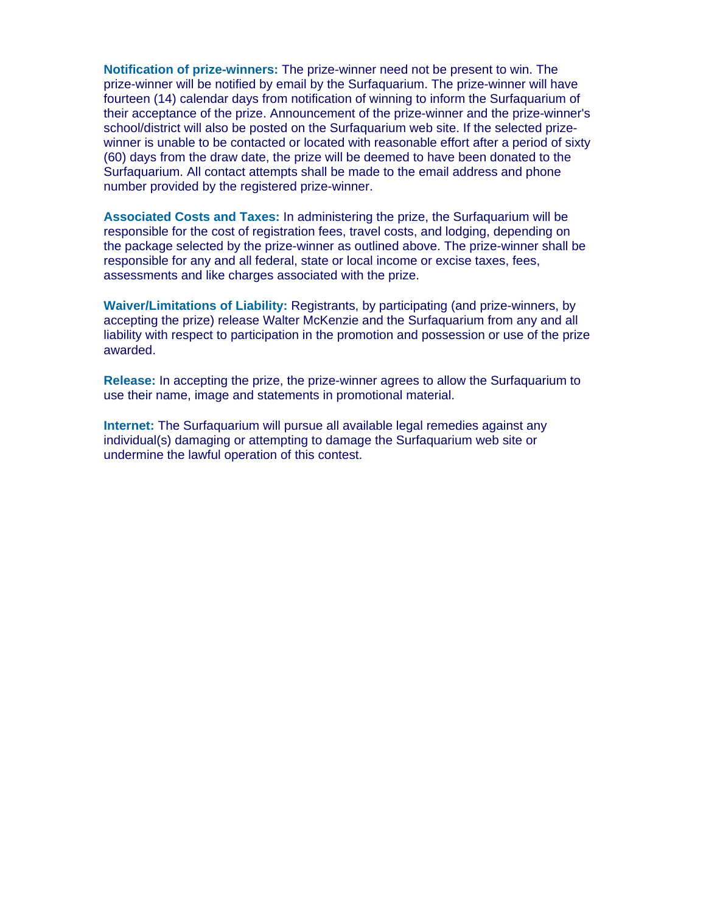**Notification of prize-winners:** The prize-winner need not be present to win. The prize-winner will be notified by email by the Surfaquarium. The prize-winner will have fourteen (14) calendar days from notification of winning to inform the Surfaquarium of their acceptance of the prize. Announcement of the prize-winner and the prize-winner's school/district will also be posted on the Surfaquarium web site. If the selected prize-winner is unable to be contacted or located with reasonable effort after a period of sixty (60) days from the draw date, the prize will be deemed to have been donated to the Surfaquarium. All contact attempts shall be made to the email address and phone number provided by the registered prize-winner.

**Associated Costs and Taxes:** In administering the prize, the Surfaquarium will be responsible for the cost of registration fees, travel costs, and lodging, depending on the package selected by the prize-winner as outlined above. The prize-winner shall be responsible for any and all federal, state or local income or excise taxes, fees, assessments and like charges associated with the prize.

**Waiver/Limitations of Liability:** Registrants, by participating (and prize-winners, by accepting the prize) release Walter McKenzie and the Surfaquarium from any and all liability with respect to participation in the promotion and possession or use of the prize awarded.

**Release:** In accepting the prize, the prize-winner agrees to allow the Surfaquarium to use their name, image and statements in promotional material.

**Internet:** The Surfaquarium will pursue all available legal remedies against any individual(s) damaging or attempting to damage the Surfaquarium web site or undermine the lawful operation of this contest.